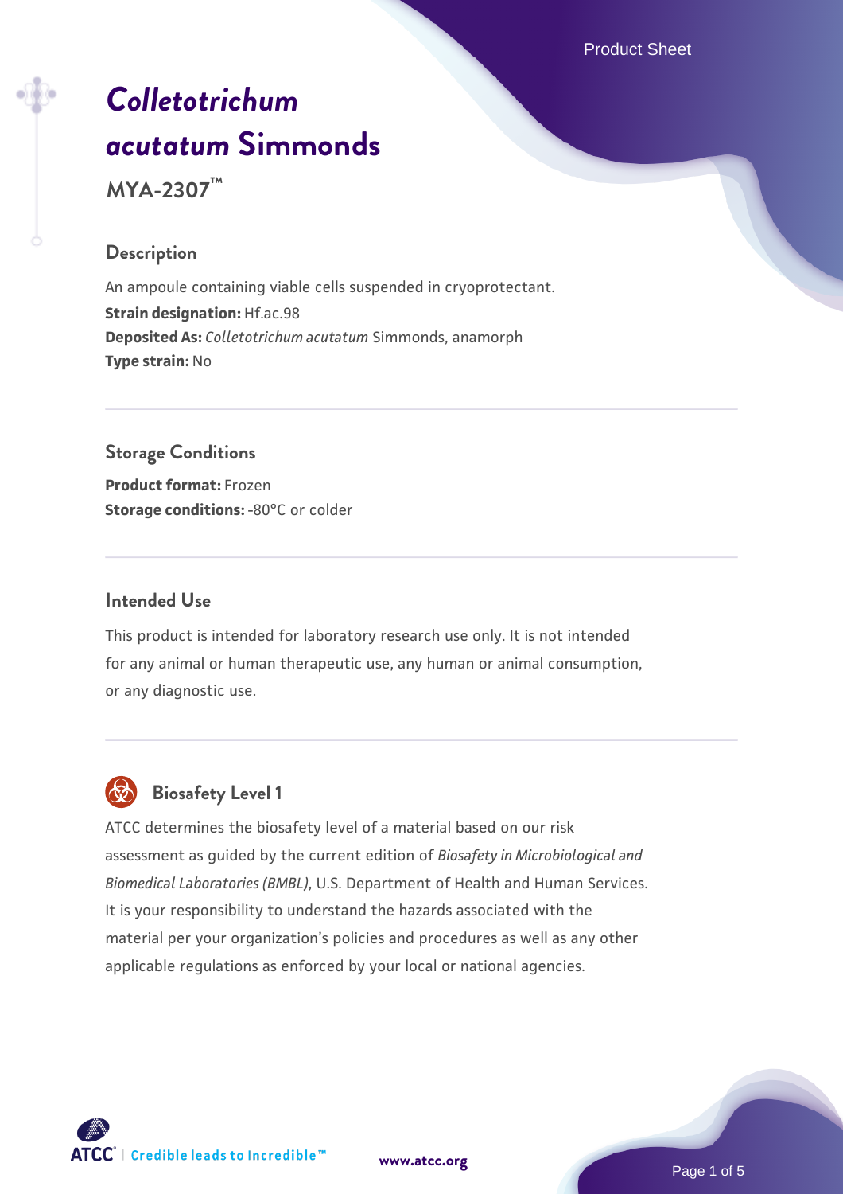# *Colletotrichum acutatum* Simmonds

**MYA-2307™**

## Description

An ampoule containing viable cells suspended in cryoprotectant.

**Strain designation:** Hf.ac.98

**Deposited As:** *Colletotrichum acutatum* Simmonds, anamorph

**Type strain:** No

## Storage Conditions

**Product format:** Frozen

**Storage conditions:** -80°C or colder

## Intended Use

This product is intended for laboratory research use only. It is not intended for any animal or human therapeutic use, any human or animal consumption, or any diagnostic use.

## Biosafety Level 1

ATCC determines the biosafety level of a material based on our risk assessment as guided by the current edition of *Biosafety in Microbiological and Biomedical Laboratories (BMBL)*, U.S. Department of Health and Human Services. It is your responsibility to understand the hazards associated with the material per your organization's policies and procedures as well as any other applicable regulations as enforced by your local or national agencies.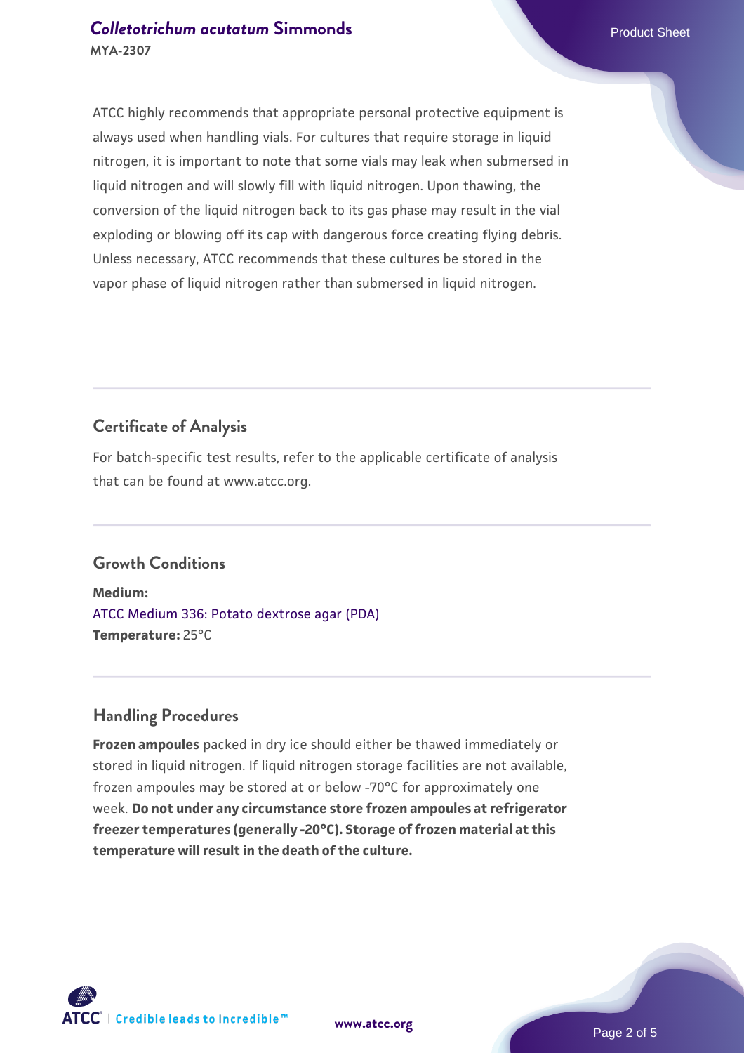ATCC highly recommends that appropriate personal protective equipment is always used when handling vials. For cultures that require storage in liquid nitrogen, it is important to note that some vials may leak when submersed in liquid nitrogen and will slowly fill with liquid nitrogen. Upon thawing, the conversion of the liquid nitrogen back to its gas phase may result in the vial exploding or blowing off its cap with dangerous force creating flying debris. Unless necessary, ATCC recommends that these cultures be stored in the vapor phase of liquid nitrogen rather than submersed in liquid nitrogen.

## Certificate of Analysis

For batch-specific test results, refer to the applicable certificate of analysis that can be found at www.atcc.org.

## Growth Conditions

**Medium:**
ATCC Medium 336: Potato dextrose agar (PDA)
**Temperature:** 25°C

## Handling Procedures

**Frozen ampoules** packed in dry ice should either be thawed immediately or stored in liquid nitrogen. If liquid nitrogen storage facilities are not available, frozen ampoules may be stored at or below -70°C for approximately one week. **Do not under any circumstance store frozen ampoules at refrigerator freezer temperatures (generally -20°C). Storage of frozen material at this temperature will result in the death of the culture.**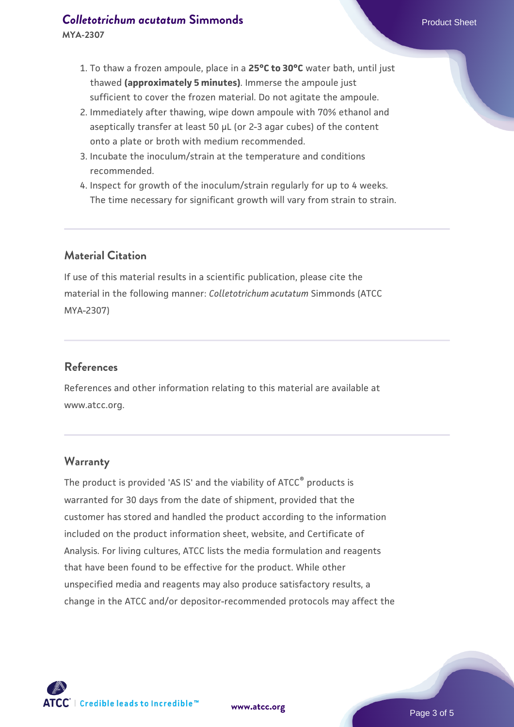1. To thaw a frozen ampoule, place in a **25°C to 30°C** water bath, until just thawed **(approximately 5 minutes)**. Immerse the ampoule just sufficient to cover the frozen material. Do not agitate the ampoule.
2. Immediately after thawing, wipe down ampoule with 70% ethanol and aseptically transfer at least 50 µL (or 2-3 agar cubes) of the content onto a plate or broth with medium recommended.
3. Incubate the inoculum/strain at the temperature and conditions recommended.
4. Inspect for growth of the inoculum/strain regularly for up to 4 weeks. The time necessary for significant growth will vary from strain to strain.

## Material Citation

If use of this material results in a scientific publication, please cite the material in the following manner: *Colletotrichum acutatum* Simmonds (ATCC MYA-2307)

## References

References and other information relating to this material are available at www.atcc.org.

## Warranty

The product is provided 'AS IS' and the viability of ATCC® products is warranted for 30 days from the date of shipment, provided that the customer has stored and handled the product according to the information included on the product information sheet, website, and Certificate of Analysis. For living cultures, ATCC lists the media formulation and reagents that have been found to be effective for the product. While other unspecified media and reagents may also produce satisfactory results, a change in the ATCC and/or depositor-recommended protocols may affect the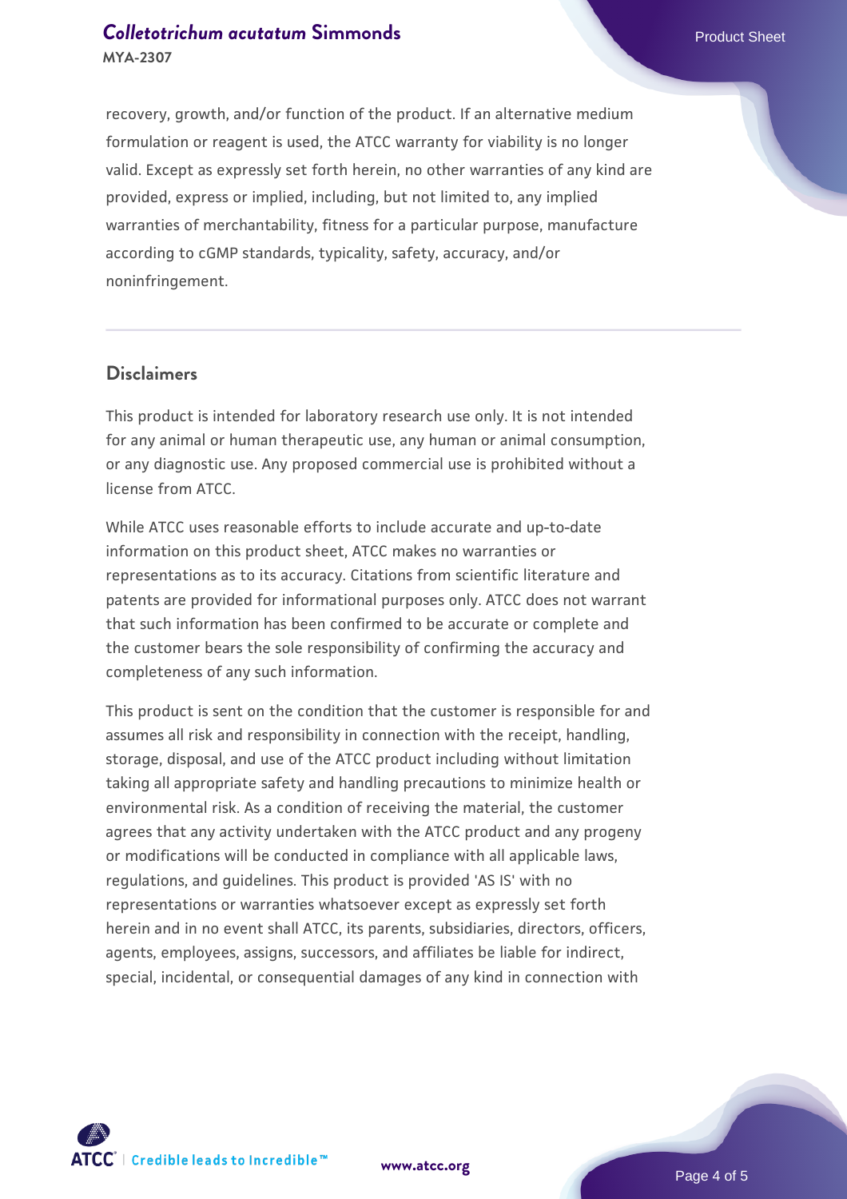recovery, growth, and/or function of the product. If an alternative medium formulation or reagent is used, the ATCC warranty for viability is no longer valid. Except as expressly set forth herein, no other warranties of any kind are provided, express or implied, including, but not limited to, any implied warranties of merchantability, fitness for a particular purpose, manufacture according to cGMP standards, typicality, safety, accuracy, and/or noninfringement.

## Disclaimers

This product is intended for laboratory research use only. It is not intended for any animal or human therapeutic use, any human or animal consumption, or any diagnostic use. Any proposed commercial use is prohibited without a license from ATCC.

While ATCC uses reasonable efforts to include accurate and up-to-date information on this product sheet, ATCC makes no warranties or representations as to its accuracy. Citations from scientific literature and patents are provided for informational purposes only. ATCC does not warrant that such information has been confirmed to be accurate or complete and the customer bears the sole responsibility of confirming the accuracy and completeness of any such information.

This product is sent on the condition that the customer is responsible for and assumes all risk and responsibility in connection with the receipt, handling, storage, disposal, and use of the ATCC product including without limitation taking all appropriate safety and handling precautions to minimize health or environmental risk. As a condition of receiving the material, the customer agrees that any activity undertaken with the ATCC product and any progeny or modifications will be conducted in compliance with all applicable laws, regulations, and guidelines. This product is provided 'AS IS' with no representations or warranties whatsoever except as expressly set forth herein and in no event shall ATCC, its parents, subsidiaries, directors, officers, agents, employees, assigns, successors, and affiliates be liable for indirect, special, incidental, or consequential damages of any kind in connection with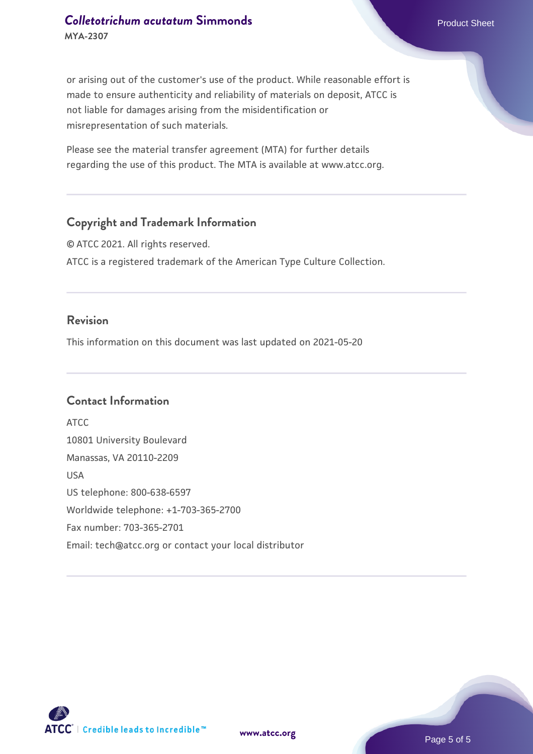or arising out of the customer's use of the product. While reasonable effort is made to ensure authenticity and reliability of materials on deposit, ATCC is not liable for damages arising from the misidentification or misrepresentation of such materials.

Please see the material transfer agreement (MTA) for further details regarding the use of this product. The MTA is available at www.atcc.org.

## Copyright and Trademark Information

© ATCC 2021. All rights reserved.

ATCC is a registered trademark of the American Type Culture Collection.

## Revision

This information on this document was last updated on 2021-05-20

## Contact Information

ATCC
10801 University Boulevard
Manassas, VA 20110-2209
USA
US telephone: 800-638-6597
Worldwide telephone: +1-703-365-2700
Fax number: 703-365-2701
Email: tech@atcc.org or contact your local distributor